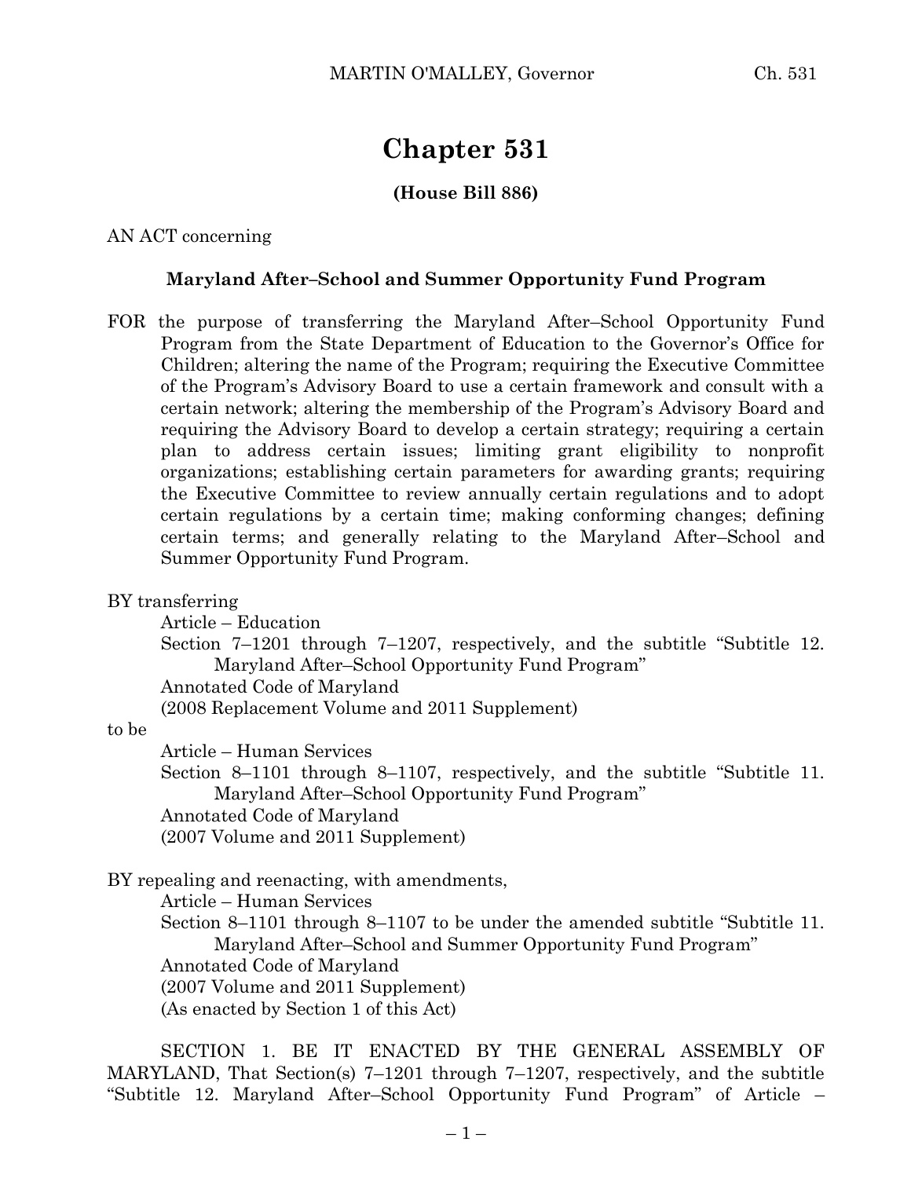# Chapter 531

**(House Bill 886)**

AN ACT concerning

**Maryland After–School and Summer Opportunity Fund Program**

FOR the purpose of transferring the Maryland After–School Opportunity Fund Program from the State Department of Education to the Governor's Office for Children; altering the name of the Program; requiring the Executive Committee of the Program's Advisory Board to use a certain framework and consult with a certain network; altering the membership of the Program's Advisory Board and requiring the Advisory Board to develop a certain strategy; requiring a certain plan to address certain issues; limiting grant eligibility to nonprofit organizations; establishing certain parameters for awarding grants; requiring the Executive Committee to review annually certain regulations and to adopt certain regulations by a certain time; making conforming changes; defining certain terms; and generally relating to the Maryland After–School and Summer Opportunity Fund Program.

BY transferring

Article – Education

Section 7–1201 through 7–1207, respectively, and the subtitle "Subtitle 12. Maryland After–School Opportunity Fund Program"

Annotated Code of Maryland

(2008 Replacement Volume and 2011 Supplement)

to be

Article – Human Services

Section 8–1101 through 8–1107, respectively, and the subtitle "Subtitle 11. Maryland After–School Opportunity Fund Program"

Annotated Code of Maryland

(2007 Volume and 2011 Supplement)

BY repealing and reenacting, with amendments,

Article – Human Services

Section 8–1101 through 8–1107 to be under the amended subtitle "Subtitle 11. Maryland After–School and Summer Opportunity Fund Program"

Annotated Code of Maryland

(2007 Volume and 2011 Supplement)

(As enacted by Section 1 of this Act)

SECTION 1. BE IT ENACTED BY THE GENERAL ASSEMBLY OF MARYLAND, That Section(s) 7–1201 through 7–1207, respectively, and the subtitle "Subtitle 12. Maryland After–School Opportunity Fund Program" of Article –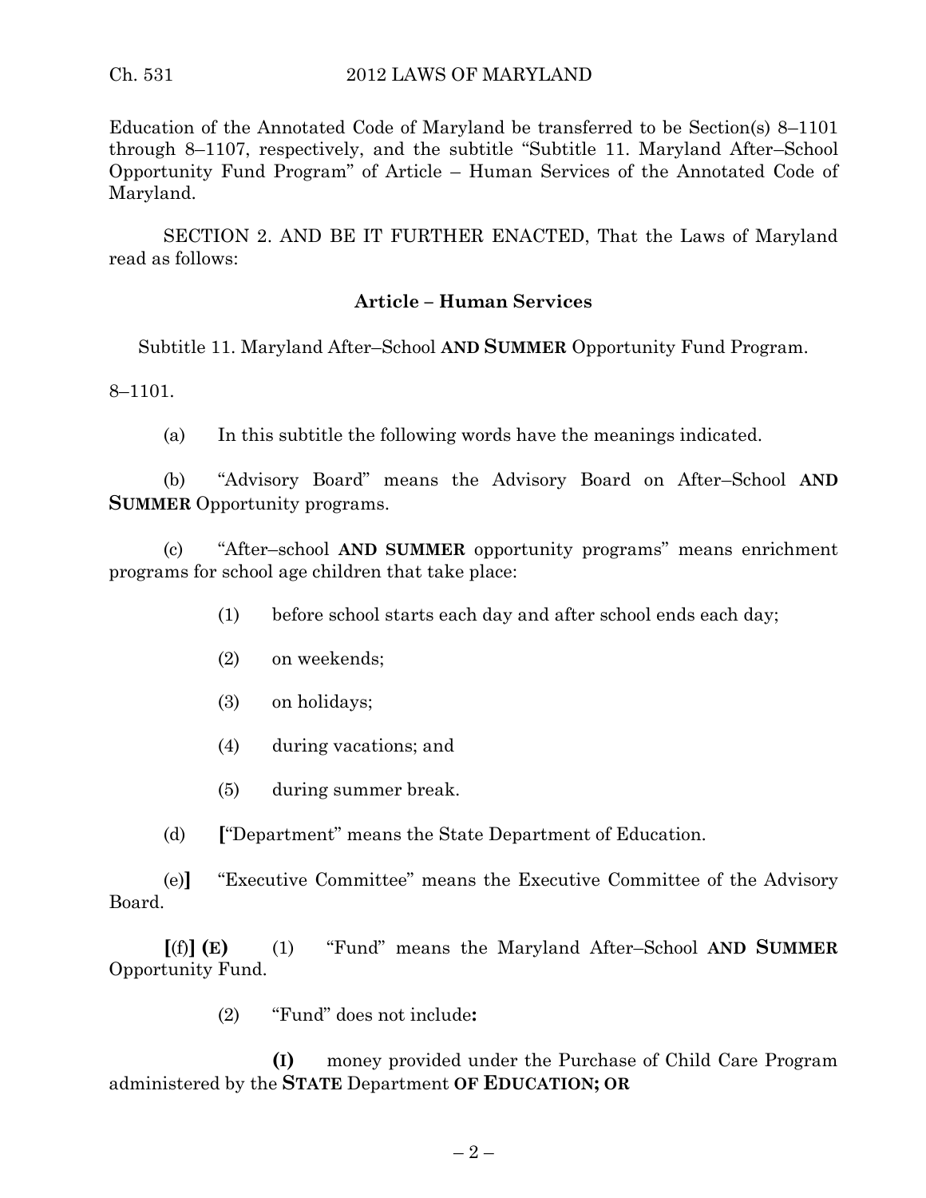Education of the Annotated Code of Maryland be transferred to be Section(s) 8–1101 through 8–1107, respectively, and the subtitle "Subtitle 11. Maryland After–School Opportunity Fund Program" of Article – Human Services of the Annotated Code of Maryland.

SECTION 2. AND BE IT FURTHER ENACTED, That the Laws of Maryland read as follows:

**Article – Human Services**

Subtitle 11. Maryland After–School **AND SUMMER** Opportunity Fund Program.

8–1101.

(a) In this subtitle the following words have the meanings indicated.

(b) "Advisory Board" means the Advisory Board on After–School **AND SUMMER** Opportunity programs.

(c) "After–school **AND SUMMER** opportunity programs" means enrichment programs for school age children that take place:

(1) before school starts each day and after school ends each day;

(2) on weekends;

(3) on holidays;

(4) during vacations; and

(5) during summer break.

(d) **[**"Department" means the State Department of Education.

(e)**]** "Executive Committee" means the Executive Committee of the Advisory Board.

**[**(f)**]** **(E)** (1) "Fund" means the Maryland After–School **AND SUMMER** Opportunity Fund.

(2) "Fund" does not include**:**

**(I)** money provided under the Purchase of Child Care Program administered by the **STATE** Department **OF EDUCATION; OR**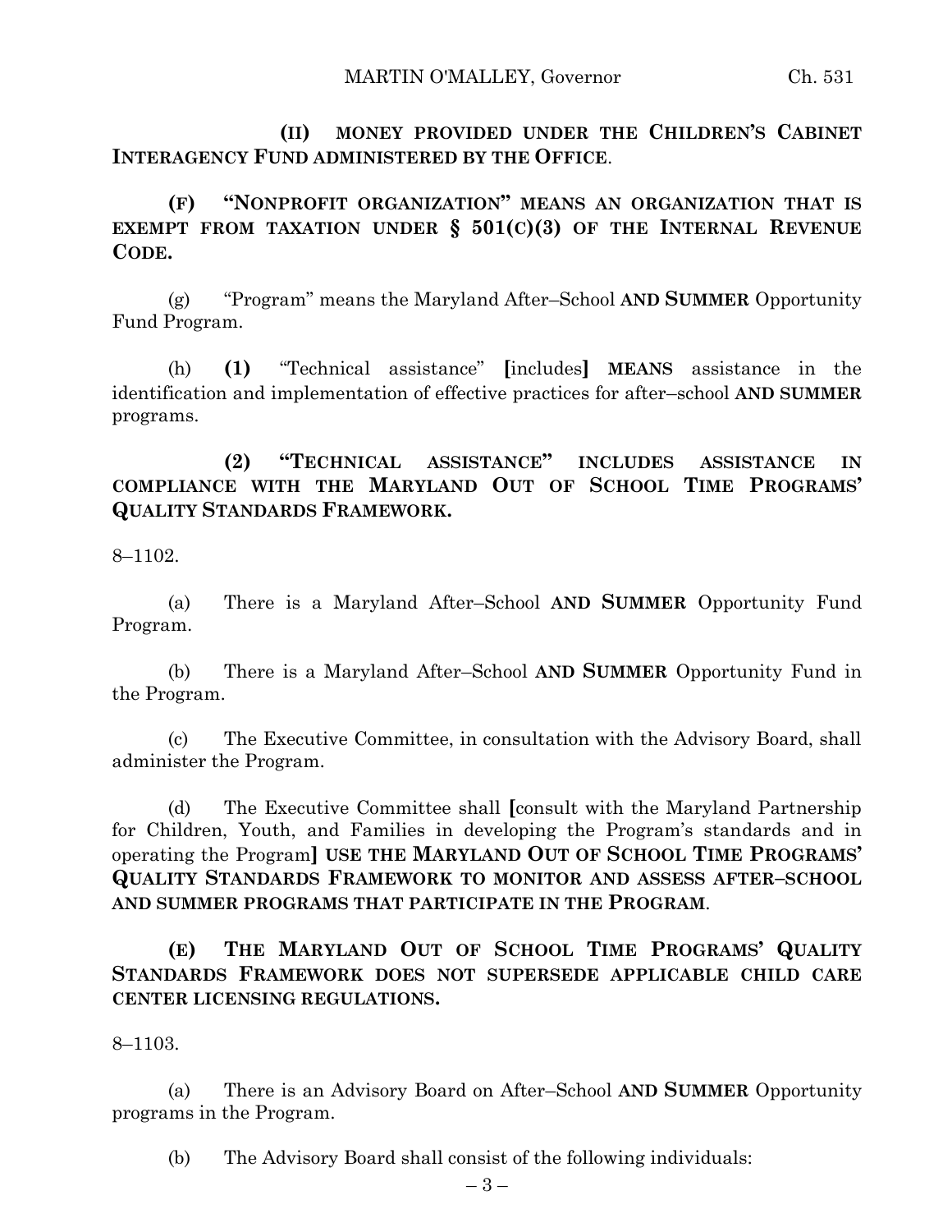(II) **MONEY PROVIDED UNDER THE CHILDREN'S CABINET INTERAGENCY FUND ADMINISTERED BY THE OFFICE**.

**(F) "NONPROFIT ORGANIZATION" MEANS AN ORGANIZATION THAT IS EXEMPT FROM TAXATION UNDER § 501(C)(3) OF THE INTERNAL REVENUE CODE.**

(g) "Program" means the Maryland After–School **AND SUMMER** Opportunity Fund Program.

(h) **(1)** "Technical assistance" **[**includes**]** **MEANS** assistance in the identification and implementation of effective practices for after–school **AND SUMMER** programs.

**(2) "TECHNICAL ASSISTANCE" INCLUDES ASSISTANCE IN COMPLIANCE WITH THE MARYLAND OUT OF SCHOOL TIME PROGRAMS' QUALITY STANDARDS FRAMEWORK.**

8–1102.

(a) There is a Maryland After–School **AND SUMMER** Opportunity Fund Program.

(b) There is a Maryland After–School **AND SUMMER** Opportunity Fund in the Program.

(c) The Executive Committee, in consultation with the Advisory Board, shall administer the Program.

(d) The Executive Committee shall **[**consult with the Maryland Partnership for Children, Youth, and Families in developing the Program's standards and in operating the Program**]** **USE THE MARYLAND OUT OF SCHOOL TIME PROGRAMS' QUALITY STANDARDS FRAMEWORK TO MONITOR AND ASSESS AFTER–SCHOOL AND SUMMER PROGRAMS THAT PARTICIPATE IN THE PROGRAM**.

**(E) THE MARYLAND OUT OF SCHOOL TIME PROGRAMS' QUALITY STANDARDS FRAMEWORK DOES NOT SUPERSEDE APPLICABLE CHILD CARE CENTER LICENSING REGULATIONS.**

8–1103.

(a) There is an Advisory Board on After–School **AND SUMMER** Opportunity programs in the Program.

(b) The Advisory Board shall consist of the following individuals: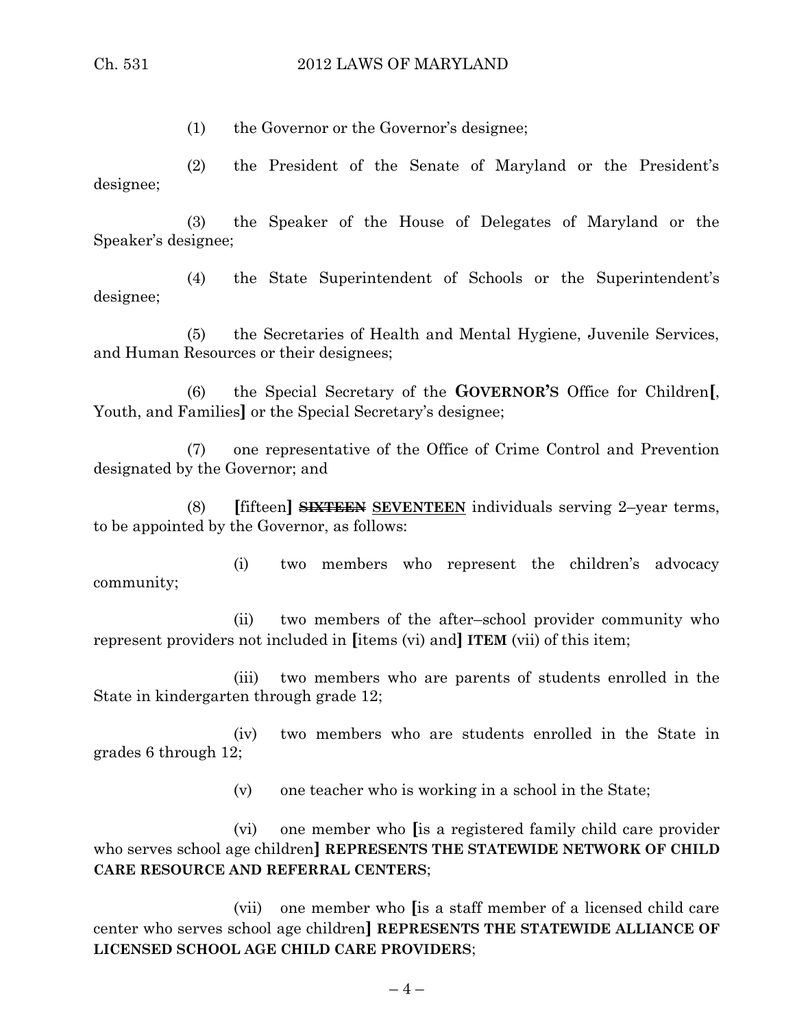(1) the Governor or the Governor's designee;

(2) the President of the Senate of Maryland or the President's designee;

(3) the Speaker of the House of Delegates of Maryland or the Speaker's designee;

(4) the State Superintendent of Schools or the Superintendent's designee;

(5) the Secretaries of Health and Mental Hygiene, Juvenile Services, and Human Resources or their designees;

(6) the Special Secretary of the **GOVERNOR'S** Office for Children**[**, Youth, and Families**]** or the Special Secretary's designee;

(7) one representative of the Office of Crime Control and Prevention designated by the Governor; and

(8) **[**fifteen**]** ~~**SIXTEEN**~~ <u>**SEVENTEEN**</u> individuals serving 2–year terms, to be appointed by the Governor, as follows:

(i) two members who represent the children's advocacy community;

(ii) two members of the after–school provider community who represent providers not included in **[**items (vi) and**]** **ITEM** (vii) of this item;

(iii) two members who are parents of students enrolled in the State in kindergarten through grade 12;

(iv) two members who are students enrolled in the State in grades 6 through 12;

(v) one teacher who is working in a school in the State;

(vi) one member who **[**is a registered family child care provider who serves school age children**]** **REPRESENTS THE STATEWIDE NETWORK OF CHILD CARE RESOURCE AND REFERRAL CENTERS**;

(vii) one member who **[**is a staff member of a licensed child care center who serves school age children**]** **REPRESENTS THE STATEWIDE ALLIANCE OF LICENSED SCHOOL AGE CHILD CARE PROVIDERS**;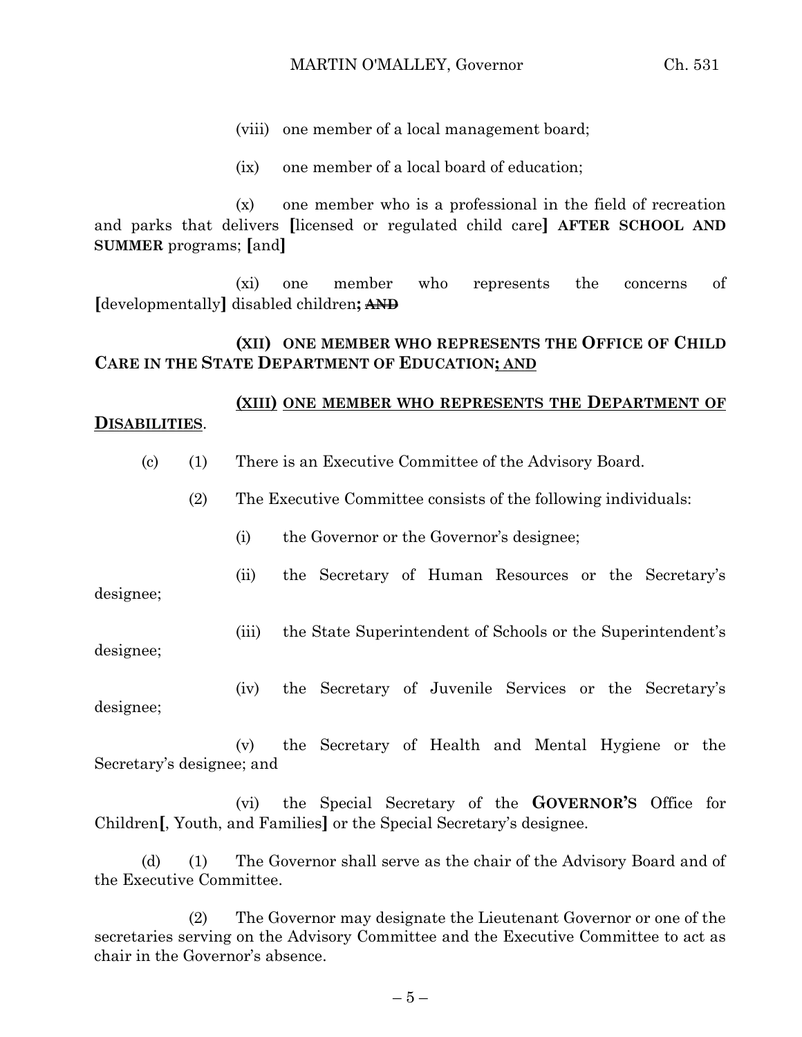(viii) one member of a local management board;

(ix) one member of a local board of education;

(x) one member who is a professional in the field of recreation and parks that delivers [licensed or regulated child care] **AFTER SCHOOL AND SUMMER** programs; [and]

(xi) one member who represents the concerns of [developmentally] disabled children**;** ~~**AND**~~

**(XII) ONE MEMBER WHO REPRESENTS THE OFFICE OF CHILD CARE IN THE STATE DEPARTMENT OF EDUCATION**<u>**; AND**</u>

<u>**(XIII) ONE MEMBER WHO REPRESENTS THE DEPARTMENT OF DISABILITIES**</u>.

(c) (1) There is an Executive Committee of the Advisory Board.

(2) The Executive Committee consists of the following individuals:

(i) the Governor or the Governor's designee;

(ii) the Secretary of Human Resources or the Secretary's designee;

(iii) the State Superintendent of Schools or the Superintendent's designee;

(iv) the Secretary of Juvenile Services or the Secretary's designee;

(v) the Secretary of Health and Mental Hygiene or the Secretary's designee; and

(vi) the Special Secretary of the **GOVERNOR'S** Office for Children[, Youth, and Families] or the Special Secretary's designee.

(d) (1) The Governor shall serve as the chair of the Advisory Board and of the Executive Committee.

(2) The Governor may designate the Lieutenant Governor or one of the secretaries serving on the Advisory Committee and the Executive Committee to act as chair in the Governor's absence.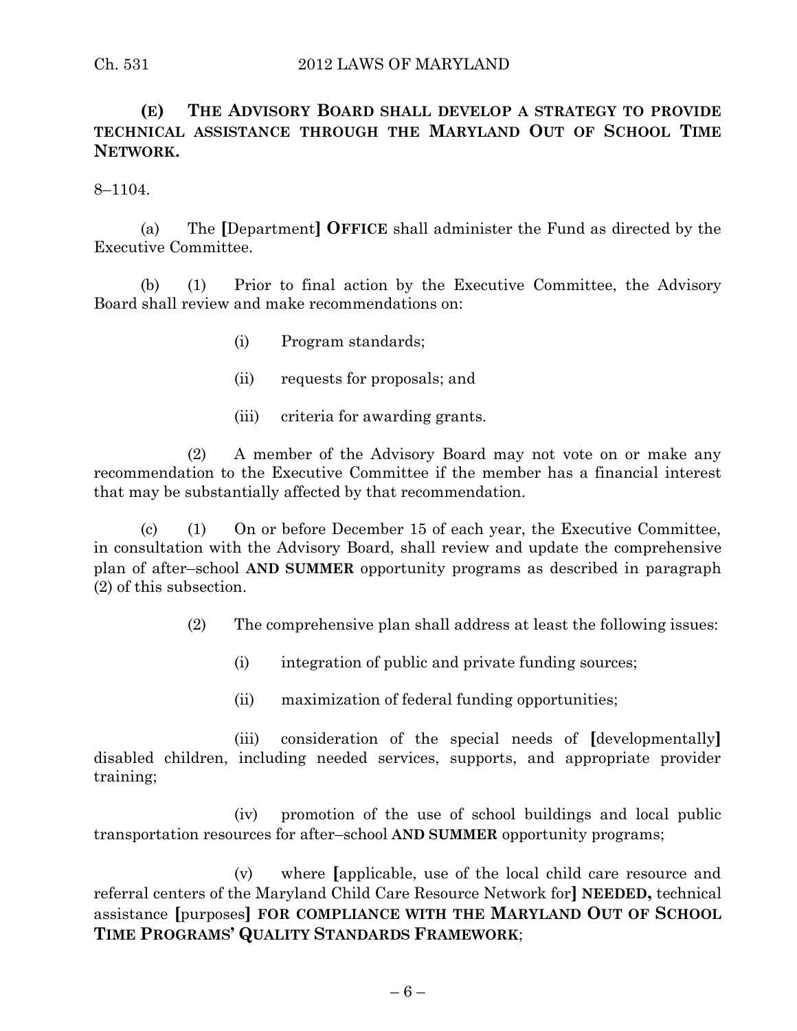**(E) THE ADVISORY BOARD SHALL DEVELOP A STRATEGY TO PROVIDE TECHNICAL ASSISTANCE THROUGH THE MARYLAND OUT OF SCHOOL TIME NETWORK.**

8–1104.

(a) The **[**Department**]** **OFFICE** shall administer the Fund as directed by the Executive Committee.

(b) (1) Prior to final action by the Executive Committee, the Advisory Board shall review and make recommendations on:

(i) Program standards;

(ii) requests for proposals; and

(iii) criteria for awarding grants.

(2) A member of the Advisory Board may not vote on or make any recommendation to the Executive Committee if the member has a financial interest that may be substantially affected by that recommendation.

(c) (1) On or before December 15 of each year, the Executive Committee, in consultation with the Advisory Board, shall review and update the comprehensive plan of after–school **AND SUMMER** opportunity programs as described in paragraph (2) of this subsection.

(2) The comprehensive plan shall address at least the following issues:

(i) integration of public and private funding sources;

(ii) maximization of federal funding opportunities;

(iii) consideration of the special needs of **[**developmentally**]** disabled children, including needed services, supports, and appropriate provider training;

(iv) promotion of the use of school buildings and local public transportation resources for after–school **AND SUMMER** opportunity programs;

(v) where **[**applicable, use of the local child care resource and referral centers of the Maryland Child Care Resource Network for**]** **NEEDED,** technical assistance **[**purposes**]** **FOR COMPLIANCE WITH THE MARYLAND OUT OF SCHOOL TIME PROGRAMS' QUALITY STANDARDS FRAMEWORK**;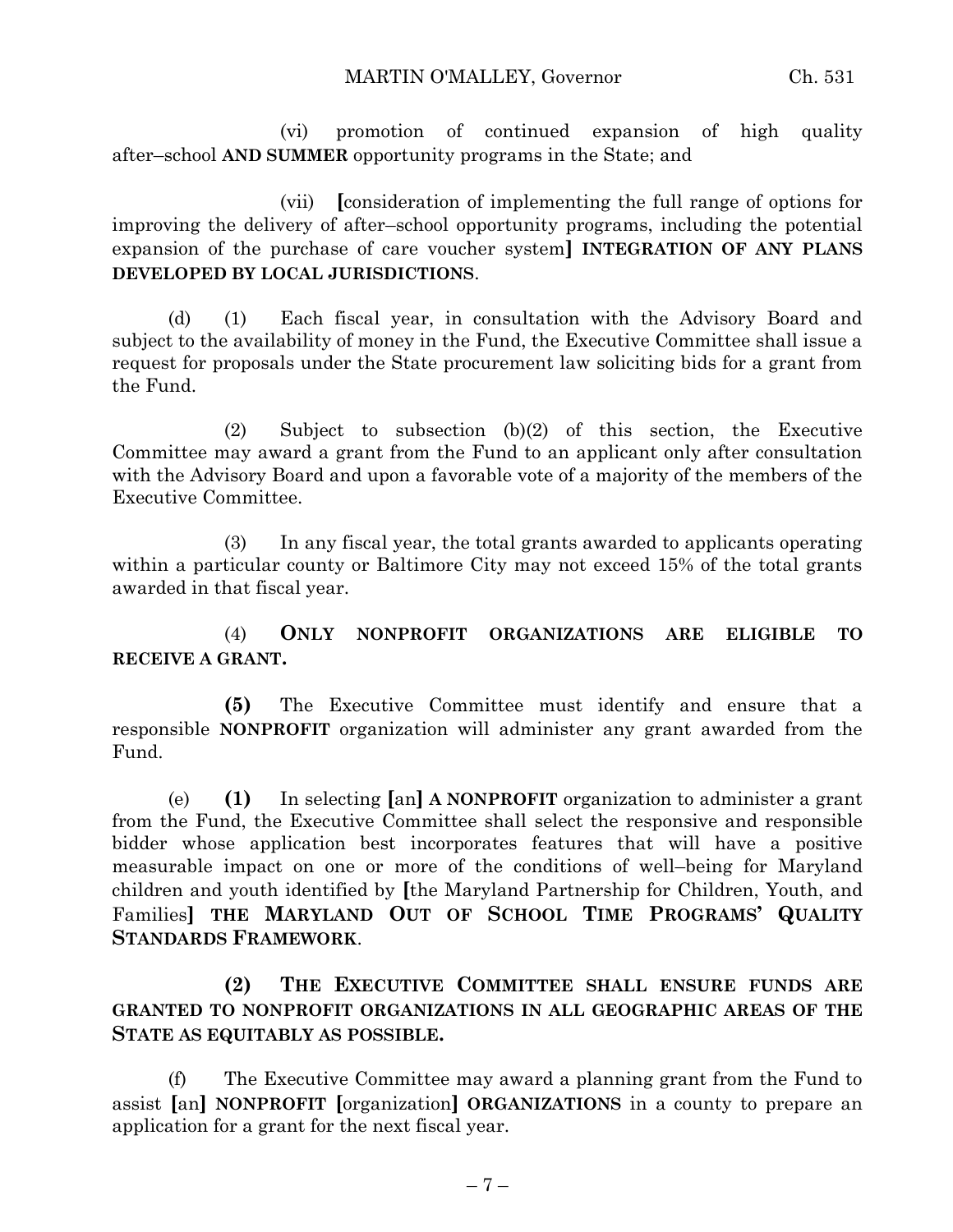(vi) promotion of continued expansion of high quality after–school **AND SUMMER** opportunity programs in the State; and

(vii) **[**consideration of implementing the full range of options for improving the delivery of after–school opportunity programs, including the potential expansion of the purchase of care voucher system**]** **INTEGRATION OF ANY PLANS DEVELOPED BY LOCAL JURISDICTIONS**.

(d) (1) Each fiscal year, in consultation with the Advisory Board and subject to the availability of money in the Fund, the Executive Committee shall issue a request for proposals under the State procurement law soliciting bids for a grant from the Fund.

(2) Subject to subsection (b)(2) of this section, the Executive Committee may award a grant from the Fund to an applicant only after consultation with the Advisory Board and upon a favorable vote of a majority of the members of the Executive Committee.

(3) In any fiscal year, the total grants awarded to applicants operating within a particular county or Baltimore City may not exceed 15% of the total grants awarded in that fiscal year.

(4) **ONLY NONPROFIT ORGANIZATIONS ARE ELIGIBLE TO RECEIVE A GRANT.**

**(5)** The Executive Committee must identify and ensure that a responsible **NONPROFIT** organization will administer any grant awarded from the Fund.

(e) **(1)** In selecting **[**an**]** **A NONPROFIT** organization to administer a grant from the Fund, the Executive Committee shall select the responsive and responsible bidder whose application best incorporates features that will have a positive measurable impact on one or more of the conditions of well–being for Maryland children and youth identified by **[**the Maryland Partnership for Children, Youth, and Families**]** **THE MARYLAND OUT OF SCHOOL TIME PROGRAMS' QUALITY STANDARDS FRAMEWORK**.

**(2) THE EXECUTIVE COMMITTEE SHALL ENSURE FUNDS ARE GRANTED TO NONPROFIT ORGANIZATIONS IN ALL GEOGRAPHIC AREAS OF THE STATE AS EQUITABLY AS POSSIBLE.**

(f) The Executive Committee may award a planning grant from the Fund to assist **[**an**]** **NONPROFIT** **[**organization**]** **ORGANIZATIONS** in a county to prepare an application for a grant for the next fiscal year.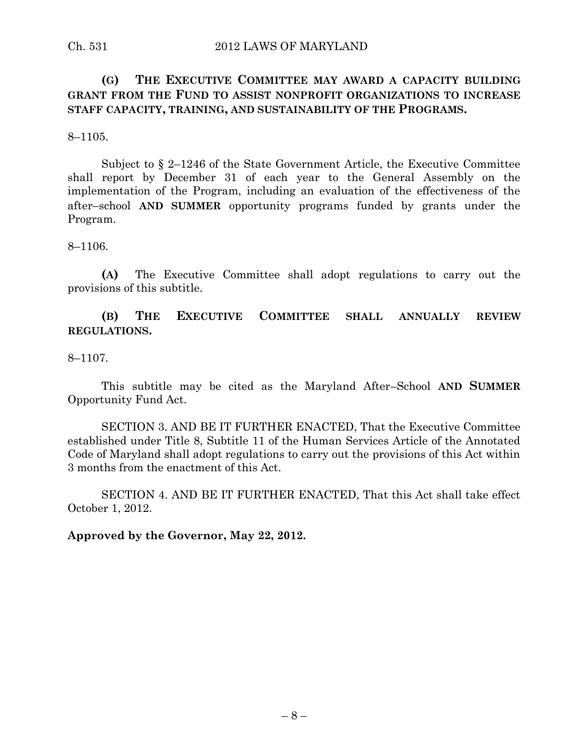**(G) THE EXECUTIVE COMMITTEE MAY AWARD A CAPACITY BUILDING GRANT FROM THE FUND TO ASSIST NONPROFIT ORGANIZATIONS TO INCREASE STAFF CAPACITY, TRAINING, AND SUSTAINABILITY OF THE PROGRAMS.**

8–1105.

Subject to § 2–1246 of the State Government Article, the Executive Committee shall report by December 31 of each year to the General Assembly on the implementation of the Program, including an evaluation of the effectiveness of the after–school **AND SUMMER** opportunity programs funded by grants under the Program.

8–1106.

**(A)** The Executive Committee shall adopt regulations to carry out the provisions of this subtitle.

**(B) THE EXECUTIVE COMMITTEE SHALL ANNUALLY REVIEW REGULATIONS.**

8–1107.

This subtitle may be cited as the Maryland After–School **AND SUMMER** Opportunity Fund Act.

SECTION 3. AND BE IT FURTHER ENACTED, That the Executive Committee established under Title 8, Subtitle 11 of the Human Services Article of the Annotated Code of Maryland shall adopt regulations to carry out the provisions of this Act within 3 months from the enactment of this Act.

SECTION 4. AND BE IT FURTHER ENACTED, That this Act shall take effect October 1, 2012.

**Approved by the Governor, May 22, 2012.**